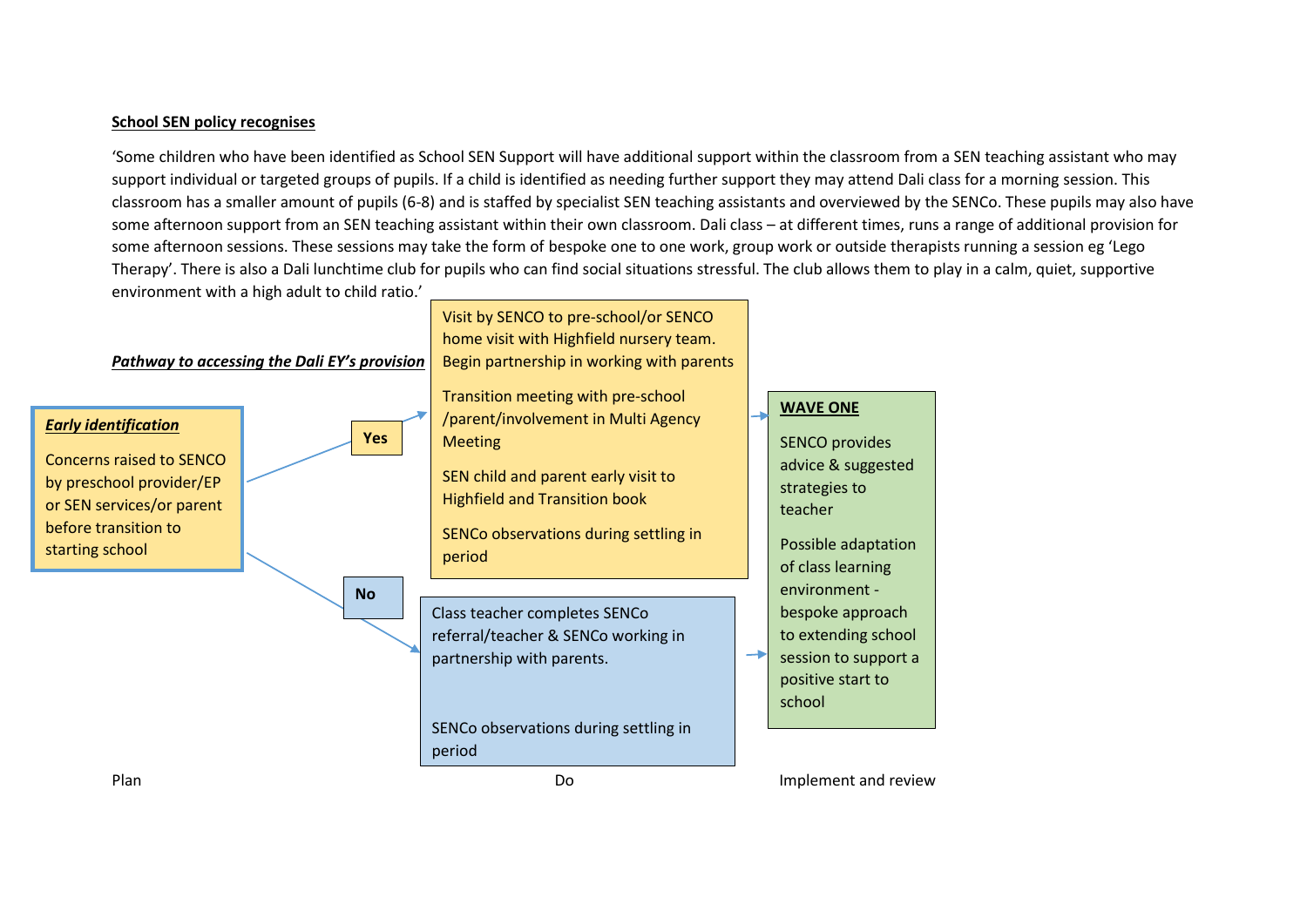**School SEN policy recognises**

'Some children who have been identified as School SEN Support will have additional support within the classroom from a SEN teaching assistant who may support individual or targeted groups of pupils. If a child is identified as needing further support they may attend Dali class for a morning session. This classroom has a smaller amount of pupils (6-8) and is staffed by specialist SEN teaching assistants and overviewed by the SENCo. These pupils may also have some afternoon support from an SEN teaching assistant within their own classroom. Dali class – at different times, runs a range of additional provision for some afternoon sessions. These sessions may take the form of bespoke one to one work, group work or outside therapists running a session eg 'Lego Therapy'. There is also a Dali lunchtime club for pupils who can find social situations stressful. The club allows them to play in a calm, quiet, supportive environment with a high adult to child ratio.'

***Pathway to accessing the Dali EY's provision***

***Early identification***

Concerns raised to SENCO by preschool provider/EP or SEN services/or parent before transition to starting school

**Yes**

Visit by SENCO to pre-school/or SENCO home visit with Highfield nursery team. Begin partnership in working with parents

Transition meeting with pre-school /parent/involvement in Multi Agency Meeting

SEN child and parent early visit to Highfield and Transition book

SENCo observations during settling in period

**No**

Class teacher completes SENCo referral/teacher & SENCo working in partnership with parents.

SENCo observations during settling in period

**WAVE ONE**

SENCO provides advice & suggested strategies to teacher

Possible adaptation of class learning environment - bespoke approach to extending school session to support a positive start to school

Plan

Do

Implement and review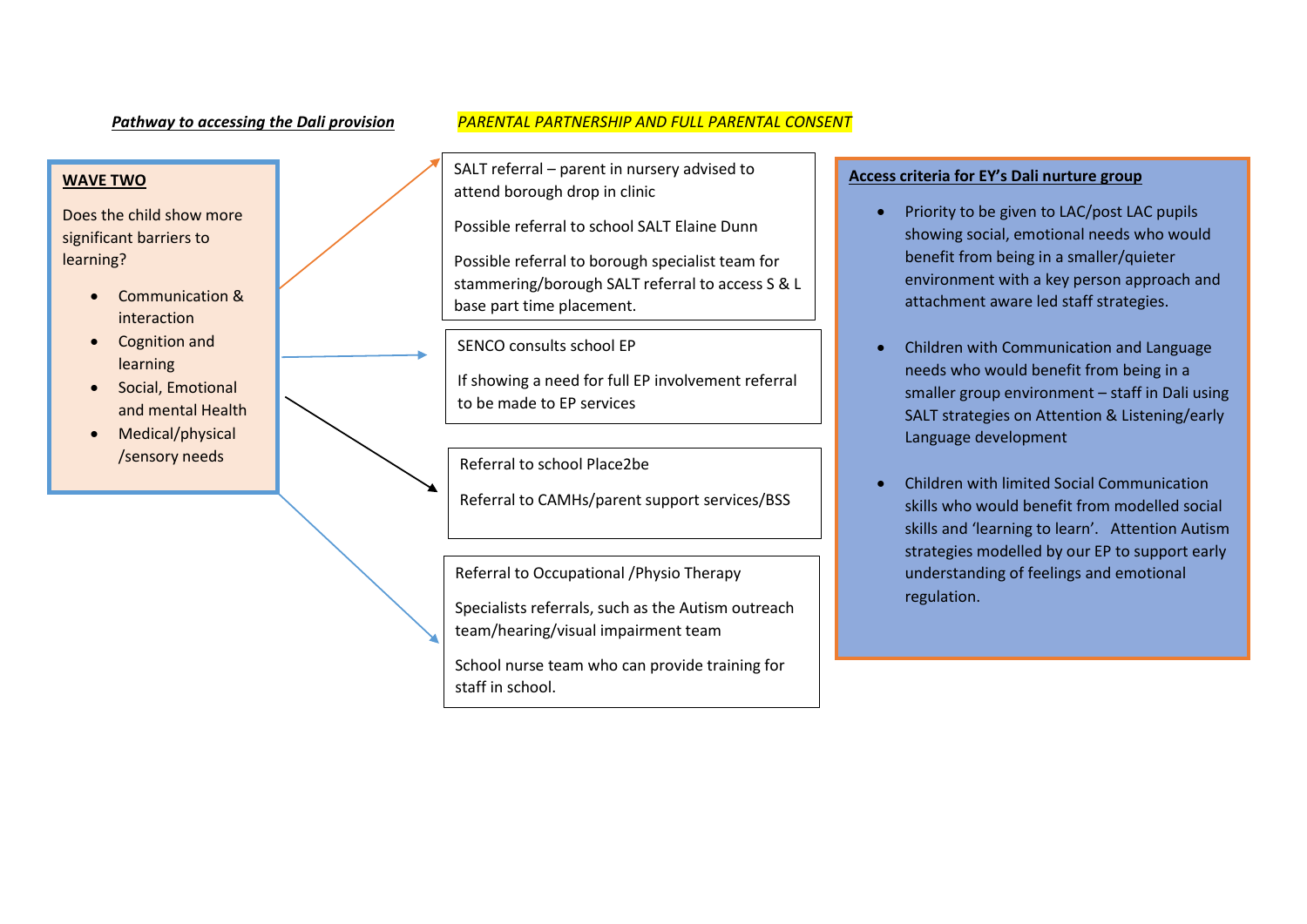***Pathway to accessing the Dali provision***

*PARENTAL PARTNERSHIP AND FULL PARENTAL CONSENT*

**WAVE TWO**

Does the child show more significant barriers to learning?

- Communication & interaction
- Cognition and learning
- Social, Emotional and mental Health
- Medical/physical /sensory needs

SALT referral – parent in nursery advised to attend borough drop in clinic

Possible referral to school SALT Elaine Dunn

Possible referral to borough specialist team for stammering/borough SALT referral to access S & L base part time placement.

SENCO consults school EP

If showing a need for full EP involvement referral to be made to EP services

Referral to school Place2be

Referral to CAMHs/parent support services/BSS

Referral to Occupational /Physio Therapy

Specialists referrals, such as the Autism outreach team/hearing/visual impairment team

School nurse team who can provide training for staff in school.

**Access criteria for EY's Dali nurture group**

- Priority to be given to LAC/post LAC pupils showing social, emotional needs who would benefit from being in a smaller/quieter environment with a key person approach and attachment aware led staff strategies.
- Children with Communication and Language needs who would benefit from being in a smaller group environment – staff in Dali using SALT strategies on Attention & Listening/early Language development
- Children with limited Social Communication skills who would benefit from modelled social skills and 'learning to learn'. Attention Autism strategies modelled by our EP to support early understanding of feelings and emotional regulation.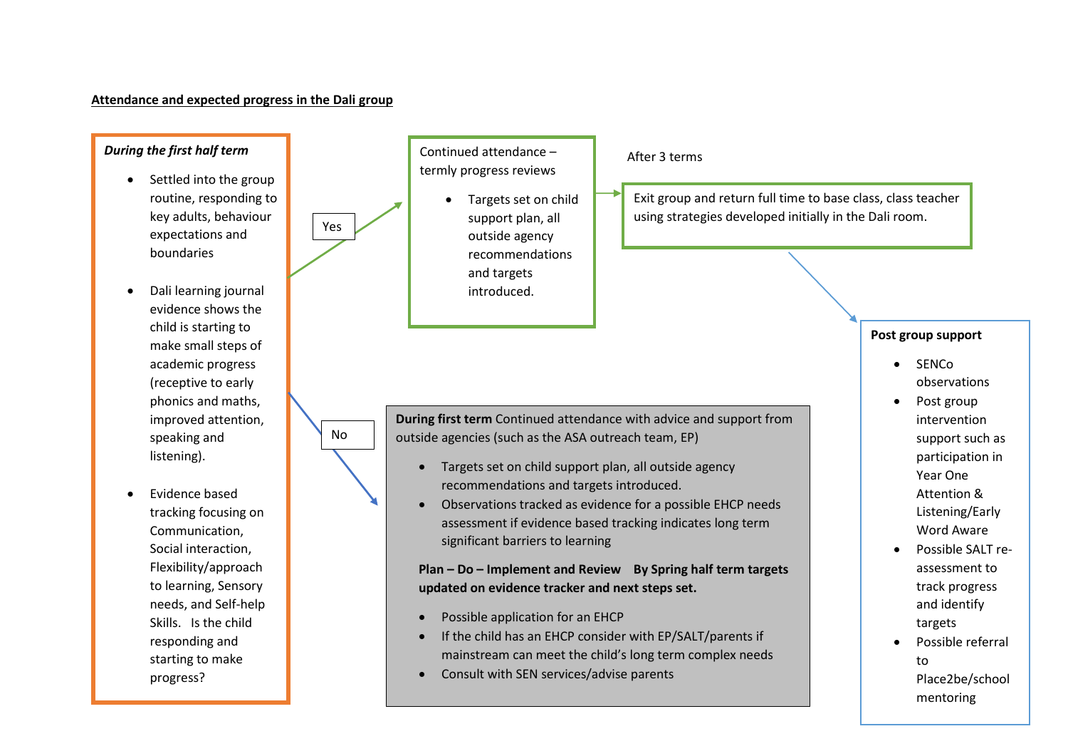**Attendance and expected progress in the Dali group**

***During the first half term***

- Settled into the group routine, responding to key adults, behaviour expectations and boundaries
- Dali learning journal evidence shows the child is starting to make small steps of academic progress (receptive to early phonics and maths, improved attention, speaking and listening).
- Evidence based tracking focusing on Communication, Social interaction, Flexibility/approach to learning, Sensory needs, and Self-help Skills. Is the child responding and starting to make progress?

Yes

Continued attendance – termly progress reviews

- Targets set on child support plan, all outside agency recommendations and targets introduced.

After 3 terms

Exit group and return full time to base class, class teacher using strategies developed initially in the Dali room.

**Post group support**

- SENCo observations
- Post group intervention support such as participation in Year One Attention & Listening/Early Word Aware
- Possible SALT re-assessment to track progress and identify targets
- Possible referral to Place2be/school mentoring

No

**During first term** Continued attendance with advice and support from outside agencies (such as the ASA outreach team, EP)

- Targets set on child support plan, all outside agency recommendations and targets introduced.
- Observations tracked as evidence for a possible EHCP needs assessment if evidence based tracking indicates long term significant barriers to learning

**Plan – Do – Implement and Review By Spring half term targets updated on evidence tracker and next steps set.**

- Possible application for an EHCP
- If the child has an EHCP consider with EP/SALT/parents if mainstream can meet the child's long term complex needs
- Consult with SEN services/advise parents